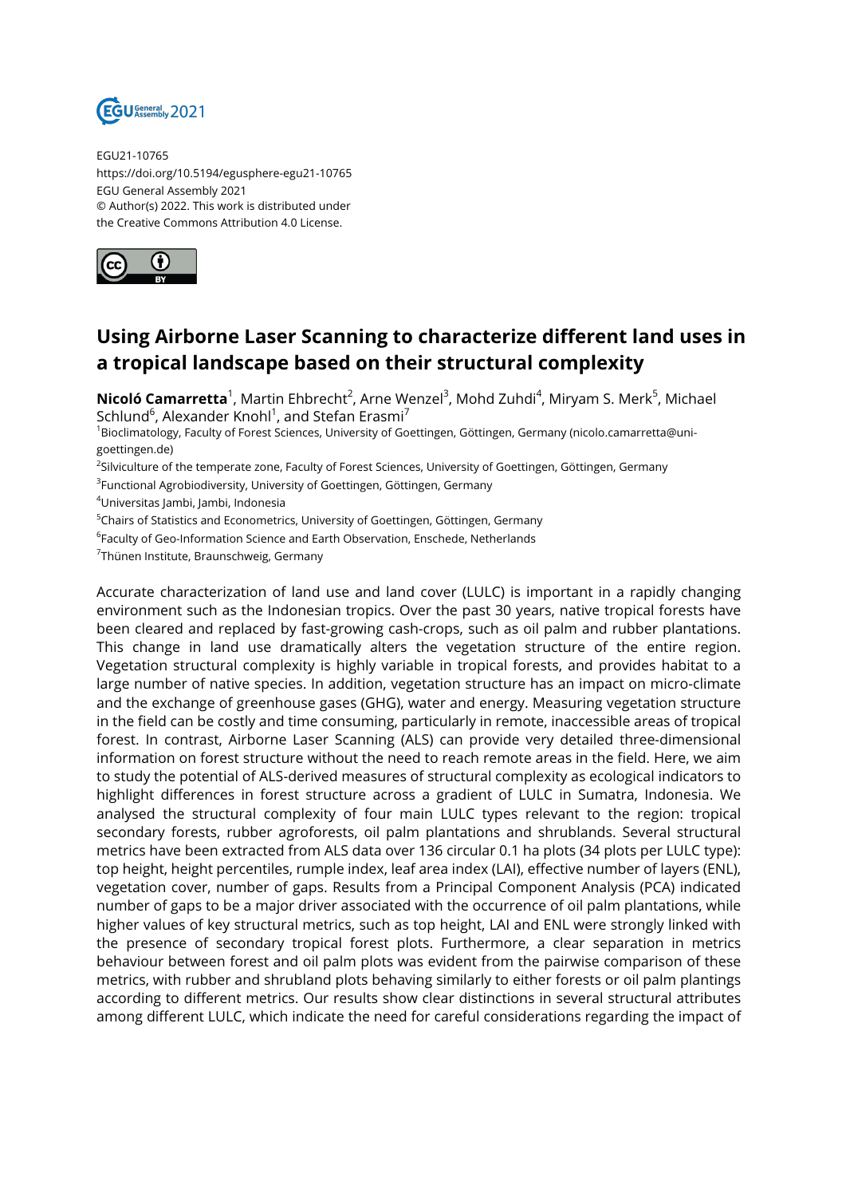EGU21-10765
https://doi.org/10.5194/egusphere-egu21-10765
EGU General Assembly 2021
© Author(s) 2022. This work is distributed under
the Creative Commons Attribution 4.0 License.

# Using Airborne Laser Scanning to characterize different land uses in a tropical landscape based on their structural complexity

**Nicoló Camarretta**[1], Martin Ehbrecht[2], Arne Wenzel[3], Mohd Zuhdi[4], Miryam S. Merk[5], Michael Schlund[6], Alexander Knohl[1], and Stefan Erasmi[7]

[1]Bioclimatology, Faculty of Forest Sciences, University of Goettingen, Göttingen, Germany (nicolo.camarretta@uni-goettingen.de)
[2]Silviculture of the temperate zone, Faculty of Forest Sciences, University of Goettingen, Göttingen, Germany
[3]Functional Agrobiodiversity, University of Goettingen, Göttingen, Germany
[4]Universitas Jambi, Jambi, Indonesia
[5]Chairs of Statistics and Econometrics, University of Goettingen, Göttingen, Germany
[6]Faculty of Geo-Information Science and Earth Observation, Enschede, Netherlands
[7]Thünen Institute, Braunschweig, Germany

Accurate characterization of land use and land cover (LULC) is important in a rapidly changing environment such as the Indonesian tropics. Over the past 30 years, native tropical forests have been cleared and replaced by fast-growing cash-crops, such as oil palm and rubber plantations. This change in land use dramatically alters the vegetation structure of the entire region. Vegetation structural complexity is highly variable in tropical forests, and provides habitat to a large number of native species. In addition, vegetation structure has an impact on micro-climate and the exchange of greenhouse gases (GHG), water and energy. Measuring vegetation structure in the field can be costly and time consuming, particularly in remote, inaccessible areas of tropical forest. In contrast, Airborne Laser Scanning (ALS) can provide very detailed three-dimensional information on forest structure without the need to reach remote areas in the field. Here, we aim to study the potential of ALS-derived measures of structural complexity as ecological indicators to highlight differences in forest structure across a gradient of LULC in Sumatra, Indonesia. We analysed the structural complexity of four main LULC types relevant to the region: tropical secondary forests, rubber agroforests, oil palm plantations and shrublands. Several structural metrics have been extracted from ALS data over 136 circular 0.1 ha plots (34 plots per LULC type): top height, height percentiles, rumple index, leaf area index (LAI), effective number of layers (ENL), vegetation cover, number of gaps. Results from a Principal Component Analysis (PCA) indicated number of gaps to be a major driver associated with the occurrence of oil palm plantations, while higher values of key structural metrics, such as top height, LAI and ENL were strongly linked with the presence of secondary tropical forest plots. Furthermore, a clear separation in metrics behaviour between forest and oil palm plots was evident from the pairwise comparison of these metrics, with rubber and shrubland plots behaving similarly to either forests or oil palm plantings according to different metrics. Our results show clear distinctions in several structural attributes among different LULC, which indicate the need for careful considerations regarding the impact of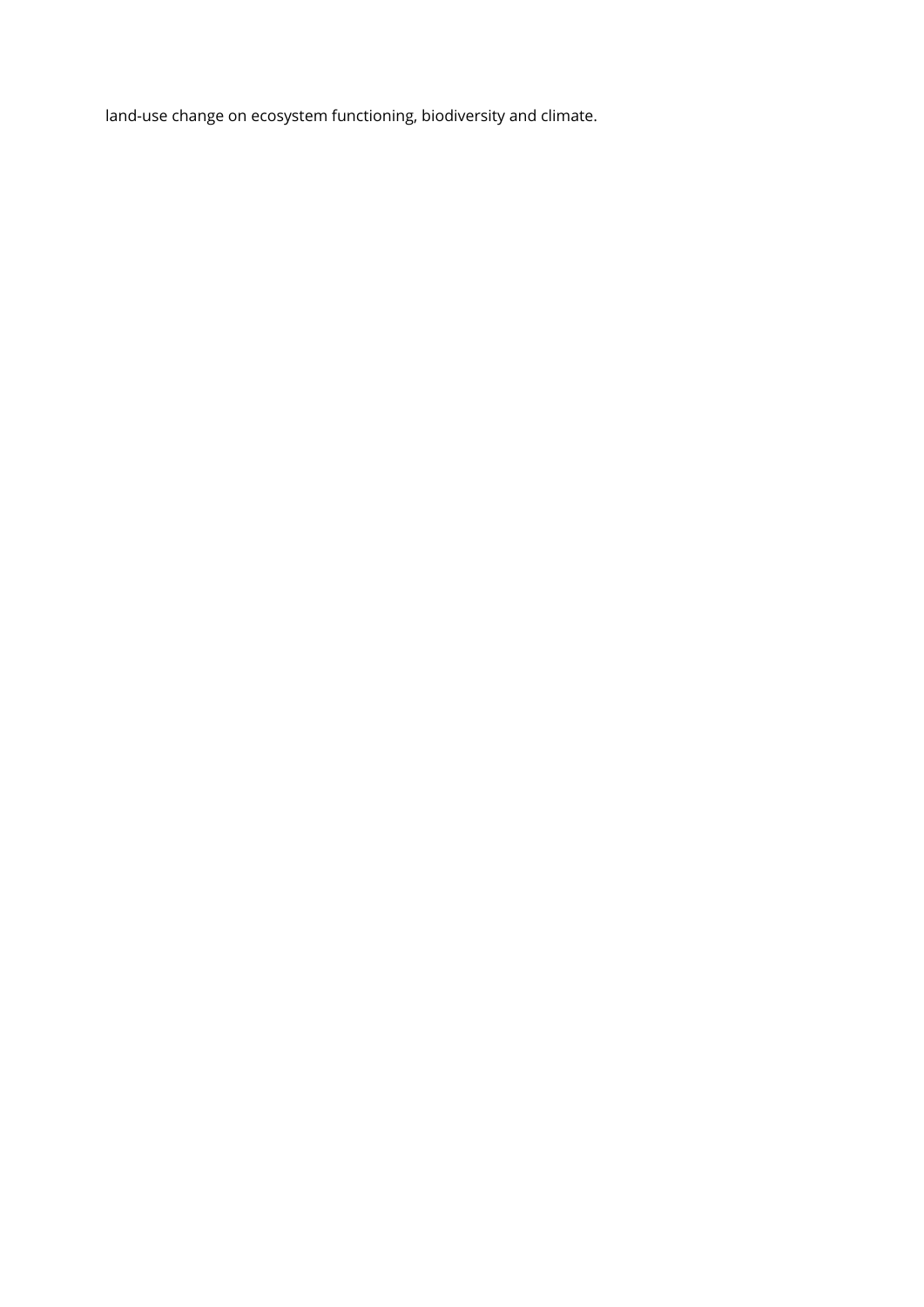land-use change on ecosystem functioning, biodiversity and climate.